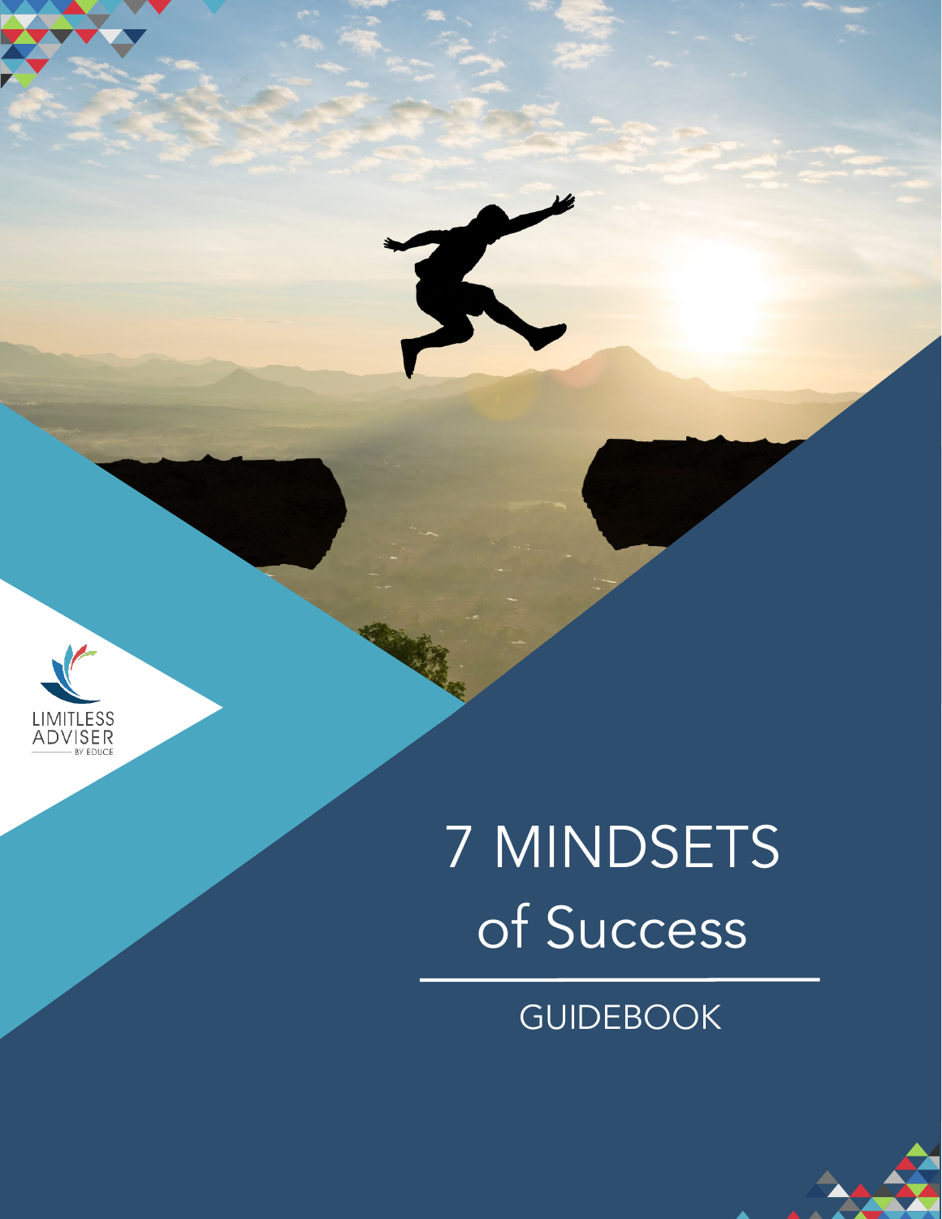LIMITLESS ADVISER

BY EDUCE

# 7 MINDSETS of Success

## GUIDEBOOK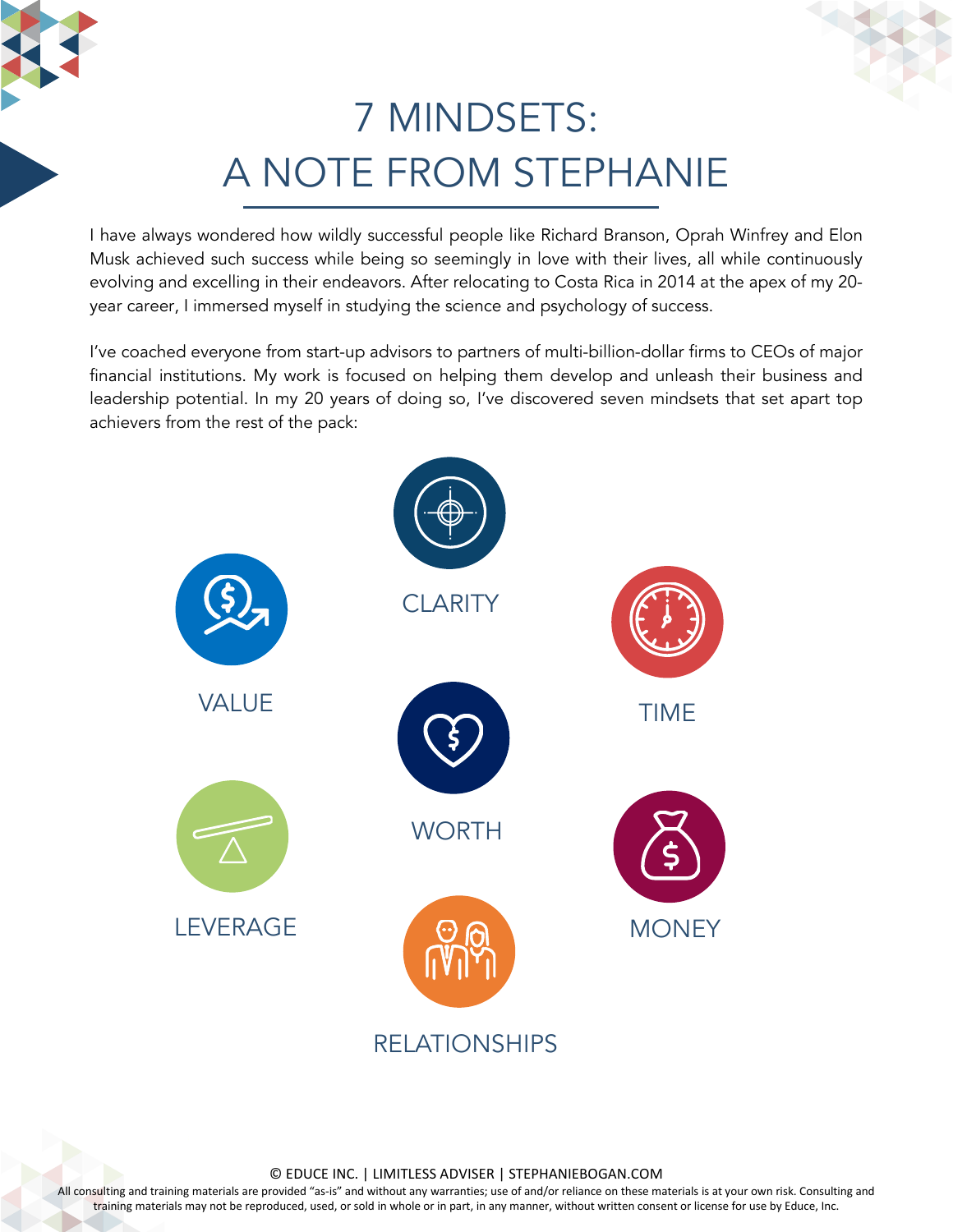# 7 MINDSETS: A NOTE FROM STEPHANIE

I have always wondered how wildly successful people like Richard Branson, Oprah Winfrey and Elon Musk achieved such success while being so seemingly in love with their lives, all while continuously evolving and excelling in their endeavors. After relocating to Costa Rica in 2014 at the apex of my 20-year career, I immersed myself in studying the science and psychology of success.

I've coached everyone from start-up advisors to partners of multi-billion-dollar firms to CEOs of major financial institutions. My work is focused on helping them develop and unleash their business and leadership potential. In my 20 years of doing so, I've discovered seven mindsets that set apart top achievers from the rest of the pack:

- CLARITY
- VALUE
- TIME
- WORTH
- LEVERAGE
- MONEY
- RELATIONSHIPS

© EDUCE INC. | LIMITLESS ADVISER | STEPHANIEBOGAN.COM

All consulting and training materials are provided "as-is" and without any warranties; use of and/or reliance on these materials is at your own risk. Consulting and training materials may not be reproduced, used, or sold in whole or in part, in any manner, without written consent or license for use by Educe, Inc.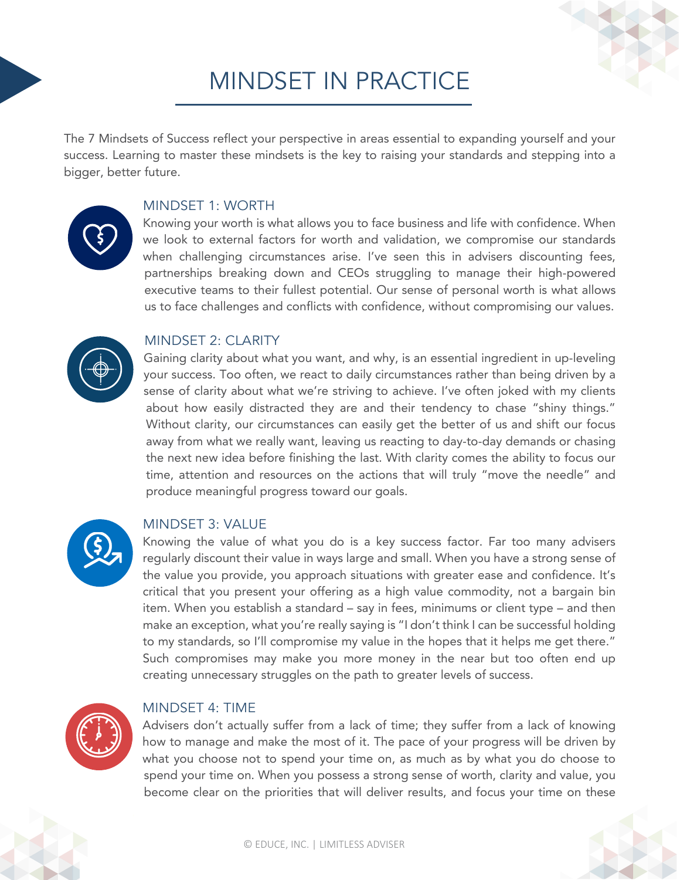# MINDSET IN PRACTICE

The 7 Mindsets of Success reflect your perspective in areas essential to expanding yourself and your success. Learning to master these mindsets is the key to raising your standards and stepping into a bigger, better future.

## MINDSET 1: WORTH

Knowing your worth is what allows you to face business and life with confidence. When we look to external factors for worth and validation, we compromise our standards when challenging circumstances arise. I've seen this in advisers discounting fees, partnerships breaking down and CEOs struggling to manage their high-powered executive teams to their fullest potential. Our sense of personal worth is what allows us to face challenges and conflicts with confidence, without compromising our values.

## MINDSET 2: CLARITY

Gaining clarity about what you want, and why, is an essential ingredient in up-leveling your success. Too often, we react to daily circumstances rather than being driven by a sense of clarity about what we're striving to achieve. I've often joked with my clients about how easily distracted they are and their tendency to chase "shiny things." Without clarity, our circumstances can easily get the better of us and shift our focus away from what we really want, leaving us reacting to day-to-day demands or chasing the next new idea before finishing the last. With clarity comes the ability to focus our time, attention and resources on the actions that will truly "move the needle" and produce meaningful progress toward our goals.

## MINDSET 3: VALUE

Knowing the value of what you do is a key success factor. Far too many advisers regularly discount their value in ways large and small. When you have a strong sense of the value you provide, you approach situations with greater ease and confidence. It's critical that you present your offering as a high value commodity, not a bargain bin item. When you establish a standard – say in fees, minimums or client type – and then make an exception, what you're really saying is "I don't think I can be successful holding to my standards, so I'll compromise my value in the hopes that it helps me get there." Such compromises may make you more money in the near but too often end up creating unnecessary struggles on the path to greater levels of success.

## MINDSET 4: TIME

Advisers don't actually suffer from a lack of time; they suffer from a lack of knowing how to manage and make the most of it. The pace of your progress will be driven by what you choose not to spend your time on, as much as by what you do choose to spend your time on. When you possess a strong sense of worth, clarity and value, you become clear on the priorities that will deliver results, and focus your time on these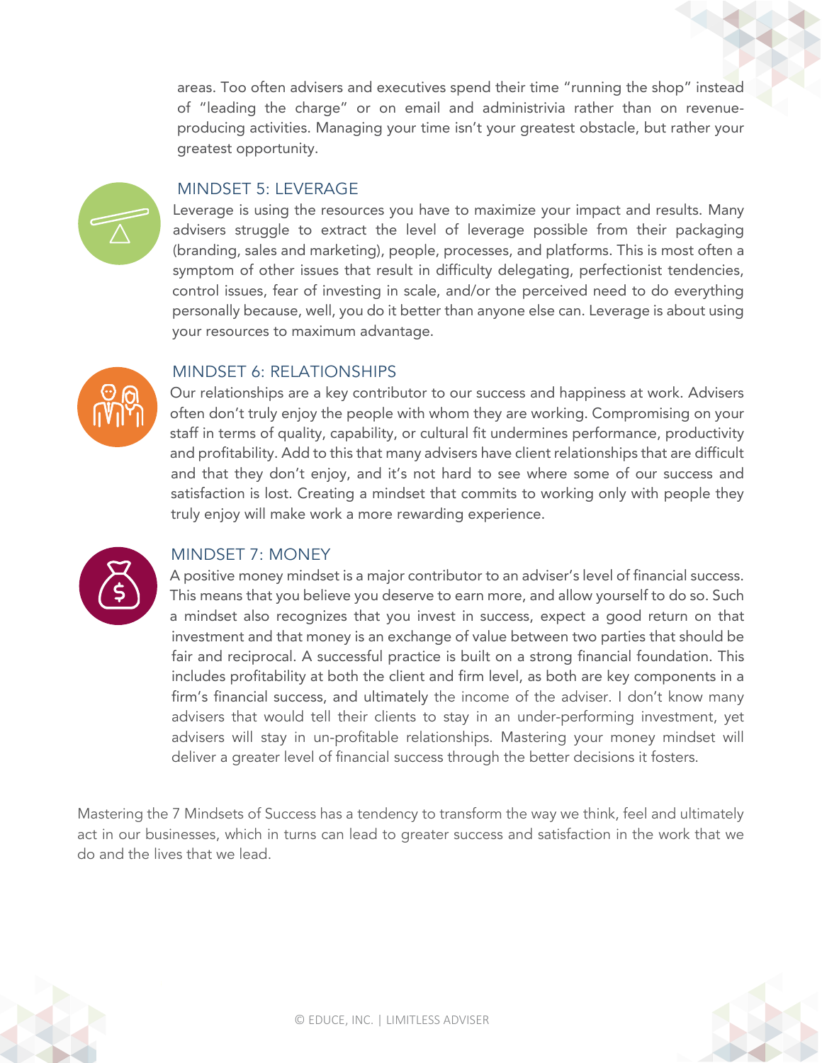areas. Too often advisers and executives spend their time "running the shop" instead of "leading the charge" or on email and administrivia rather than on revenue-producing activities. Managing your time isn't your greatest obstacle, but rather your greatest opportunity.

### MINDSET 5: LEVERAGE

Leverage is using the resources you have to maximize your impact and results. Many advisers struggle to extract the level of leverage possible from their packaging (branding, sales and marketing), people, processes, and platforms. This is most often a symptom of other issues that result in difficulty delegating, perfectionist tendencies, control issues, fear of investing in scale, and/or the perceived need to do everything personally because, well, you do it better than anyone else can. Leverage is about using your resources to maximum advantage.

### MINDSET 6: RELATIONSHIPS

Our relationships are a key contributor to our success and happiness at work. Advisers often don't truly enjoy the people with whom they are working. Compromising on your staff in terms of quality, capability, or cultural fit undermines performance, productivity and profitability. Add to this that many advisers have client relationships that are difficult and that they don't enjoy, and it's not hard to see where some of our success and satisfaction is lost. Creating a mindset that commits to working only with people they truly enjoy will make work a more rewarding experience.

### MINDSET 7: MONEY

A positive money mindset is a major contributor to an adviser's level of financial success. This means that you believe you deserve to earn more, and allow yourself to do so. Such a mindset also recognizes that you invest in success, expect a good return on that investment and that money is an exchange of value between two parties that should be fair and reciprocal. A successful practice is built on a strong financial foundation. This includes profitability at both the client and firm level, as both are key components in a firm's financial success, and ultimately the income of the adviser. I don't know many advisers that would tell their clients to stay in an under-performing investment, yet advisers will stay in un-profitable relationships. Mastering your money mindset will deliver a greater level of financial success through the better decisions it fosters.

Mastering the 7 Mindsets of Success has a tendency to transform the way we think, feel and ultimately act in our businesses, which in turns can lead to greater success and satisfaction in the work that we do and the lives that we lead.